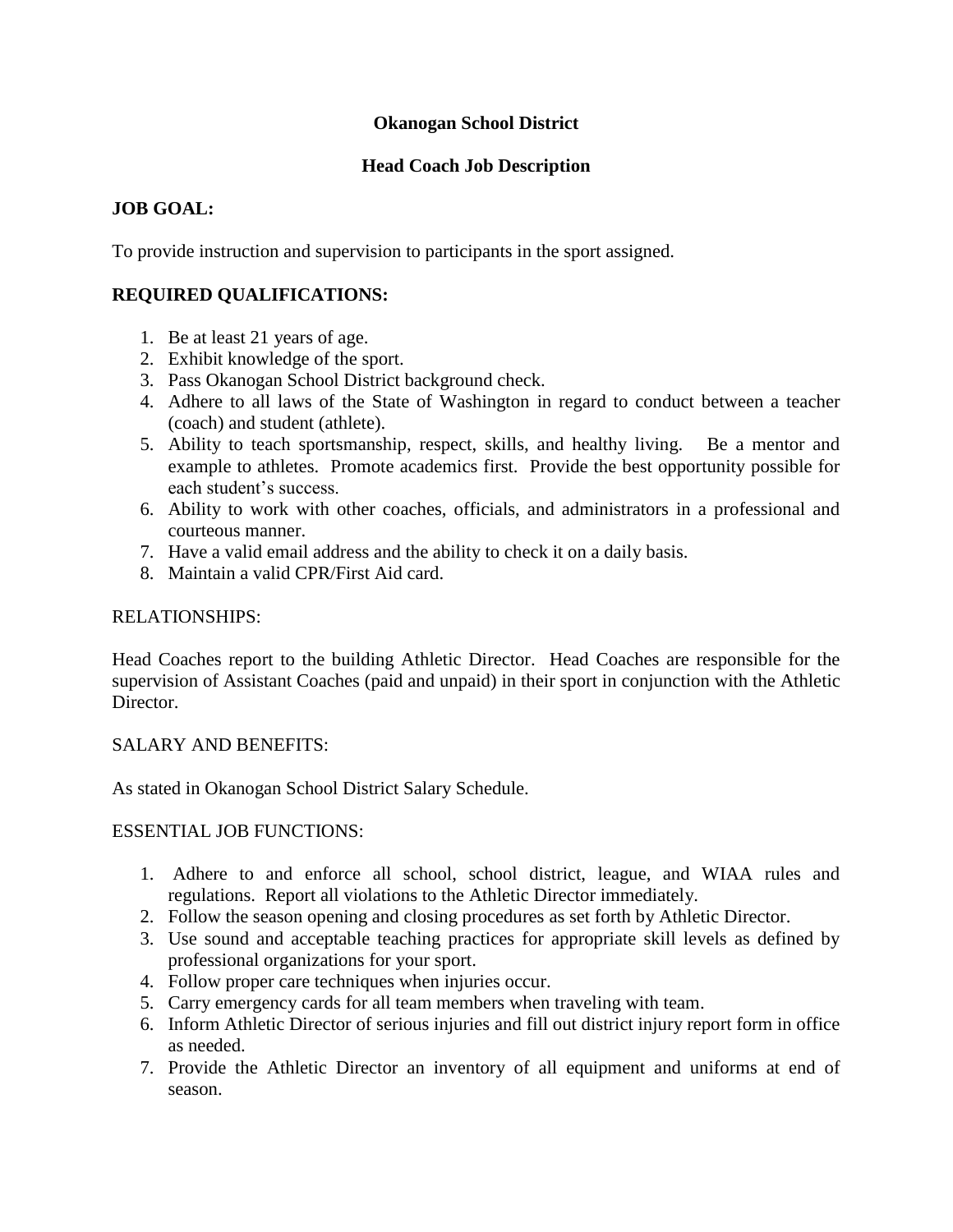# Okanogan School District

## Head Coach Job Description

**JOB GOAL:**

To provide instruction and supervision to participants in the sport assigned.

**REQUIRED QUALIFICATIONS:**

1. Be at least 21 years of age.
2. Exhibit knowledge of the sport.
3. Pass Okanogan School District background check.
4. Adhere to all laws of the State of Washington in regard to conduct between a teacher (coach) and student (athlete).
5. Ability to teach sportsmanship, respect, skills, and healthy living. Be a mentor and example to athletes. Promote academics first. Provide the best opportunity possible for each student's success.
6. Ability to work with other coaches, officials, and administrators in a professional and courteous manner.
7. Have a valid email address and the ability to check it on a daily basis.
8. Maintain a valid CPR/First Aid card.

RELATIONSHIPS:

Head Coaches report to the building Athletic Director. Head Coaches are responsible for the supervision of Assistant Coaches (paid and unpaid) in their sport in conjunction with the Athletic Director.

SALARY AND BENEFITS:

As stated in Okanogan School District Salary Schedule.

ESSENTIAL JOB FUNCTIONS:

1. Adhere to and enforce all school, school district, league, and WIAA rules and regulations. Report all violations to the Athletic Director immediately.
2. Follow the season opening and closing procedures as set forth by Athletic Director.
3. Use sound and acceptable teaching practices for appropriate skill levels as defined by professional organizations for your sport.
4. Follow proper care techniques when injuries occur.
5. Carry emergency cards for all team members when traveling with team.
6. Inform Athletic Director of serious injuries and fill out district injury report form in office as needed.
7. Provide the Athletic Director an inventory of all equipment and uniforms at end of season.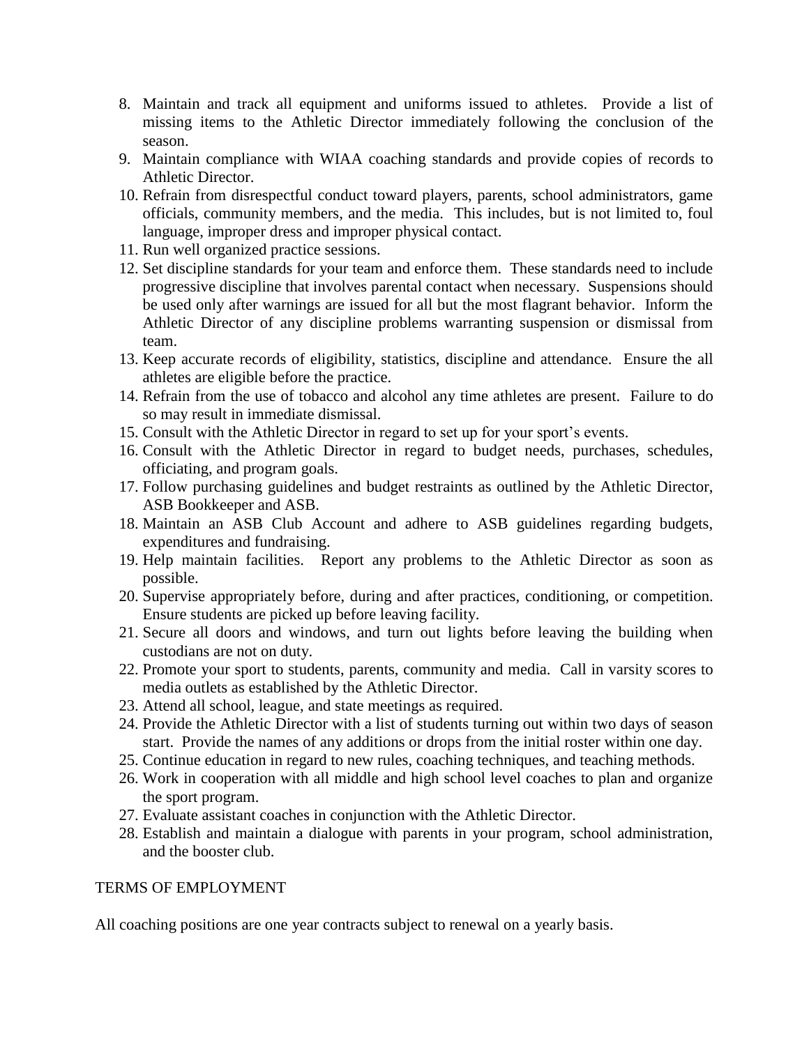8. Maintain and track all equipment and uniforms issued to athletes. Provide a list of missing items to the Athletic Director immediately following the conclusion of the season.
9. Maintain compliance with WIAA coaching standards and provide copies of records to Athletic Director.
10. Refrain from disrespectful conduct toward players, parents, school administrators, game officials, community members, and the media. This includes, but is not limited to, foul language, improper dress and improper physical contact.
11. Run well organized practice sessions.
12. Set discipline standards for your team and enforce them. These standards need to include progressive discipline that involves parental contact when necessary. Suspensions should be used only after warnings are issued for all but the most flagrant behavior. Inform the Athletic Director of any discipline problems warranting suspension or dismissal from team.
13. Keep accurate records of eligibility, statistics, discipline and attendance. Ensure the all athletes are eligible before the practice.
14. Refrain from the use of tobacco and alcohol any time athletes are present. Failure to do so may result in immediate dismissal.
15. Consult with the Athletic Director in regard to set up for your sport's events.
16. Consult with the Athletic Director in regard to budget needs, purchases, schedules, officiating, and program goals.
17. Follow purchasing guidelines and budget restraints as outlined by the Athletic Director, ASB Bookkeeper and ASB.
18. Maintain an ASB Club Account and adhere to ASB guidelines regarding budgets, expenditures and fundraising.
19. Help maintain facilities. Report any problems to the Athletic Director as soon as possible.
20. Supervise appropriately before, during and after practices, conditioning, or competition. Ensure students are picked up before leaving facility.
21. Secure all doors and windows, and turn out lights before leaving the building when custodians are not on duty.
22. Promote your sport to students, parents, community and media. Call in varsity scores to media outlets as established by the Athletic Director.
23. Attend all school, league, and state meetings as required.
24. Provide the Athletic Director with a list of students turning out within two days of season start. Provide the names of any additions or drops from the initial roster within one day.
25. Continue education in regard to new rules, coaching techniques, and teaching methods.
26. Work in cooperation with all middle and high school level coaches to plan and organize the sport program.
27. Evaluate assistant coaches in conjunction with the Athletic Director.
28. Establish and maintain a dialogue with parents in your program, school administration, and the booster club.

TERMS OF EMPLOYMENT

All coaching positions are one year contracts subject to renewal on a yearly basis.